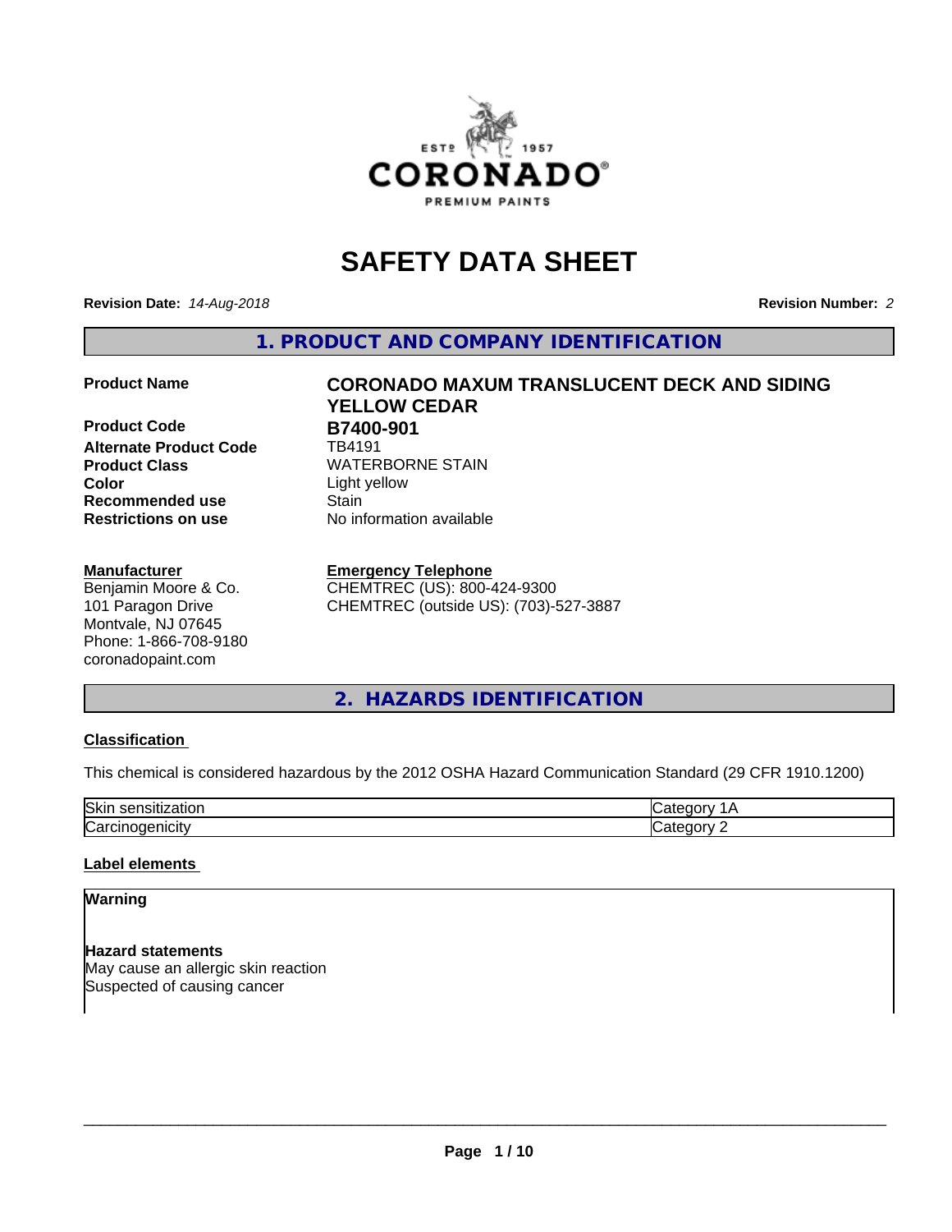# SAFETY DATA SHEET

**Revision Date:** *14-Aug-2018*

**Revision Number:** *2*

## 1. PRODUCT AND COMPANY IDENTIFICATION

**Product Name** | **CORONADO MAXUM TRANSLUCENT DECK AND SIDING YELLOW CEDAR**

**Product Code** | **B7400-901**

**Alternate Product Code** | TB4191

**Product Class** | WATERBORNE STAIN

**Color** | Light yellow

**Recommended use** | Stain

**Restrictions on use** | No information available

**Manufacturer**

Benjamin Moore & Co.
101 Paragon Drive
Montvale, NJ 07645
Phone: 1-866-708-9180
coronadopaint.com

**Emergency Telephone**

CHEMTREC (US): 800-424-9300
CHEMTREC (outside US): (703)-527-3887

## 2. HAZARDS IDENTIFICATION

**Classification**

This chemical is considered hazardous by the 2012 OSHA Hazard Communication Standard (29 CFR 1910.1200)

| Skin sensitization | Category 1A |
|---|---|
| Carcinogenicity | Category 2 |

**Label elements**

**Warning**

**Hazard statements**

May cause an allergic skin reaction

Suspected of causing cancer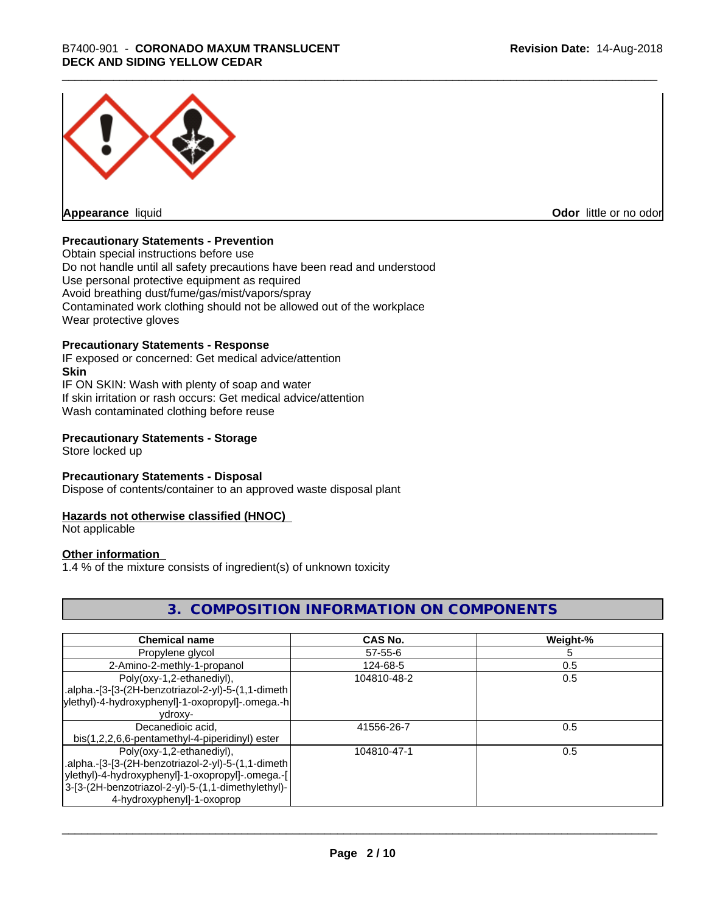**Appearance** liquid

**Odor** little or no odor

### Precautionary Statements - Prevention

Obtain special instructions before use
Do not handle until all safety precautions have been read and understood
Use personal protective equipment as required
Avoid breathing dust/fume/gas/mist/vapors/spray
Contaminated work clothing should not be allowed out of the workplace
Wear protective gloves

### Precautionary Statements - Response

IF exposed or concerned: Get medical advice/attention
**Skin**
IF ON SKIN: Wash with plenty of soap and water
If skin irritation or rash occurs: Get medical advice/attention
Wash contaminated clothing before reuse

### Precautionary Statements - Storage

Store locked up

### Precautionary Statements - Disposal

Dispose of contents/container to an approved waste disposal plant

### Hazards not otherwise classified (HNOC)

Not applicable

### Other information

1.4 % of the mixture consists of ingredient(s) of unknown toxicity

## 3. COMPOSITION INFORMATION ON COMPONENTS

| Chemical name | CAS No. | Weight-% |
|---|---|---|
| Propylene glycol | 57-55-6 | 5 |
| 2-Amino-2-methly-1-propanol | 124-68-5 | 0.5 |
| Poly(oxy-1,2-ethanediyl), .alpha.-[3-[3-(2H-benzotriazol-2-yl)-5-(1,1-dimethylethyl)-4-hydroxyphenyl]-1-oxopropyl]-.omega.-hydroxy- | 104810-48-2 | 0.5 |
| Decanedioic acid, bis(1,2,2,6,6-pentamethyl-4-piperidinyl) ester | 41556-26-7 | 0.5 |
| Poly(oxy-1,2-ethanediyl), .alpha.-[3-[3-(2H-benzotriazol-2-yl)-5-(1,1-dimethylethyl)-4-hydroxyphenyl]-1-oxopropyl]-.omega.-[3-[3-(2H-benzotriazol-2-yl)-5-(1,1-dimethylethyl)-4-hydroxyphenyl]-1-oxoprop | 104810-47-1 | 0.5 |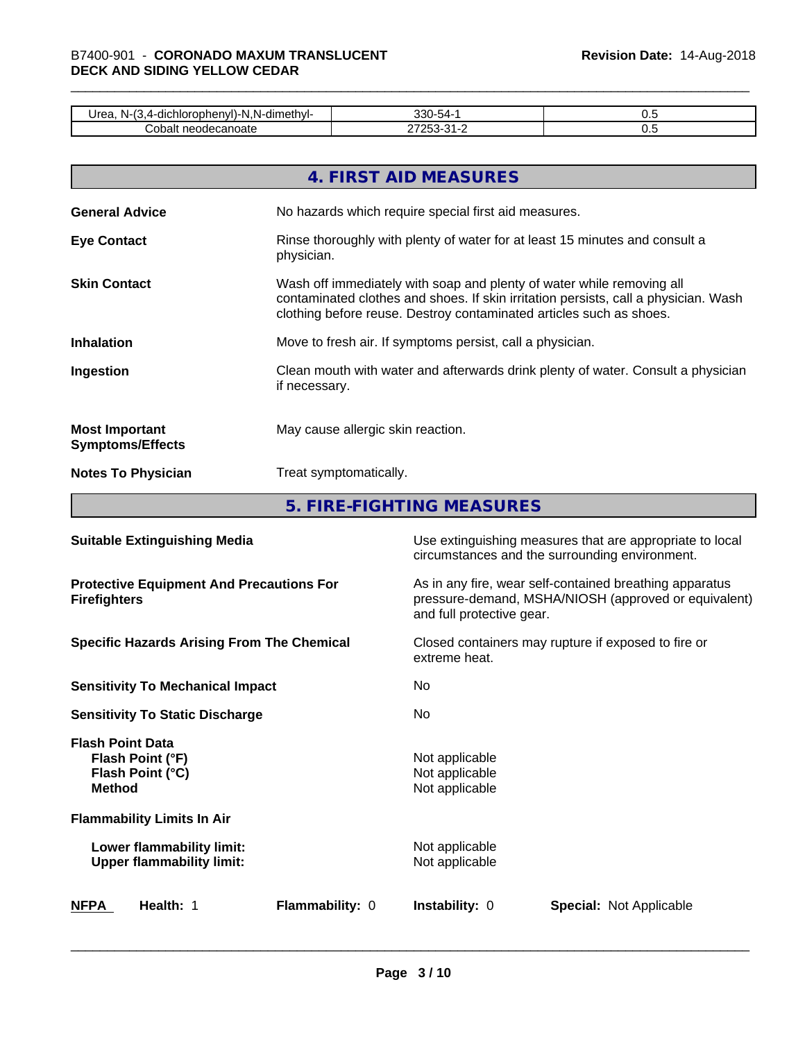| | | |
|---|---|---|
| Urea, N-(3,4-dichlorophenyl)-N,N-dimethyl- | 330-54-1 | 0.5 |
| Cobalt neodecanoate | 27253-31-2 | 0.5 |

## 4. FIRST AID MEASURES

**General Advice** No hazards which require special first aid measures.

**Eye Contact** Rinse thoroughly with plenty of water for at least 15 minutes and consult a physician.

**Skin Contact** Wash off immediately with soap and plenty of water while removing all contaminated clothes and shoes. If skin irritation persists, call a physician. Wash clothing before reuse. Destroy contaminated articles such as shoes.

**Inhalation** Move to fresh air. If symptoms persist, call a physician.

**Ingestion** Clean mouth with water and afterwards drink plenty of water. Consult a physician if necessary.

**Most Important Symptoms/Effects** May cause allergic skin reaction.

**Notes To Physician** Treat symptomatically.

## 5. FIRE-FIGHTING MEASURES

**Suitable Extinguishing Media** Use extinguishing measures that are appropriate to local circumstances and the surrounding environment.

**Protective Equipment And Precautions For Firefighters** As in any fire, wear self-contained breathing apparatus pressure-demand, MSHA/NIOSH (approved or equivalent) and full protective gear.

**Specific Hazards Arising From The Chemical** Closed containers may rupture if exposed to fire or extreme heat.

**Sensitivity To Mechanical Impact** No

**Sensitivity To Static Discharge** No

**Flash Point Data**
**Flash Point (°F)** Not applicable
**Flash Point (°C)** Not applicable
**Method** Not applicable

**Flammability Limits In Air**

**Lower flammability limit:** Not applicable
**Upper flammability limit:** Not applicable

**NFPA** **Health:** 1 **Flammability:** 0 **Instability:** 0 **Special:** Not Applicable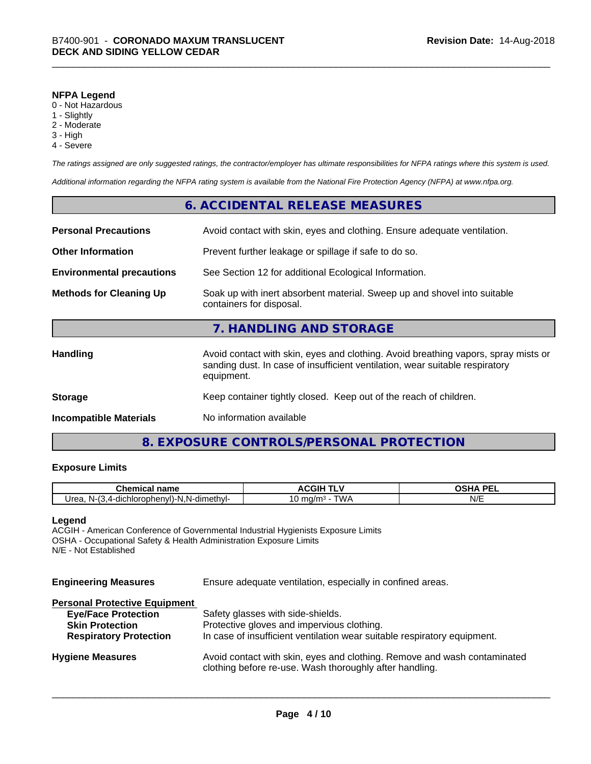**NFPA Legend**
0 - Not Hazardous
1 - Slightly
2 - Moderate
3 - High
4 - Severe

*The ratings assigned are only suggested ratings, the contractor/employer has ultimate responsibilities for NFPA ratings where this system is used.*

*Additional information regarding the NFPA rating system is available from the National Fire Protection Agency (NFPA) at www.nfpa.org.*

## 6. ACCIDENTAL RELEASE MEASURES

**Personal Precautions** Avoid contact with skin, eyes and clothing. Ensure adequate ventilation.

**Other Information** Prevent further leakage or spillage if safe to do so.

**Environmental precautions** See Section 12 for additional Ecological Information.

**Methods for Cleaning Up** Soak up with inert absorbent material. Sweep up and shovel into suitable containers for disposal.

## 7. HANDLING AND STORAGE

**Handling** Avoid contact with skin, eyes and clothing. Avoid breathing vapors, spray mists or sanding dust. In case of insufficient ventilation, wear suitable respiratory equipment.

**Storage** Keep container tightly closed. Keep out of the reach of children.

**Incompatible Materials** No information available

## 8. EXPOSURE CONTROLS/PERSONAL PROTECTION

### Exposure Limits

| Chemical name | ACGIH TLV | OSHA PEL |
| --- | --- | --- |
| Urea, N-(3,4-dichlorophenyl)-N,N-dimethyl- | 10 mg/m³ - TWA | N/E |

**Legend**
ACGIH - American Conference of Governmental Industrial Hygienists Exposure Limits
OSHA - Occupational Safety & Health Administration Exposure Limits
N/E - Not Established

**Engineering Measures** Ensure adequate ventilation, especially in confined areas.

**Personal Protective Equipment**
- **Eye/Face Protection** Safety glasses with side-shields.
- **Skin Protection** Protective gloves and impervious clothing.
- **Respiratory Protection** In case of insufficient ventilation wear suitable respiratory equipment.

**Hygiene Measures** Avoid contact with skin, eyes and clothing. Remove and wash contaminated clothing before re-use. Wash thoroughly after handling.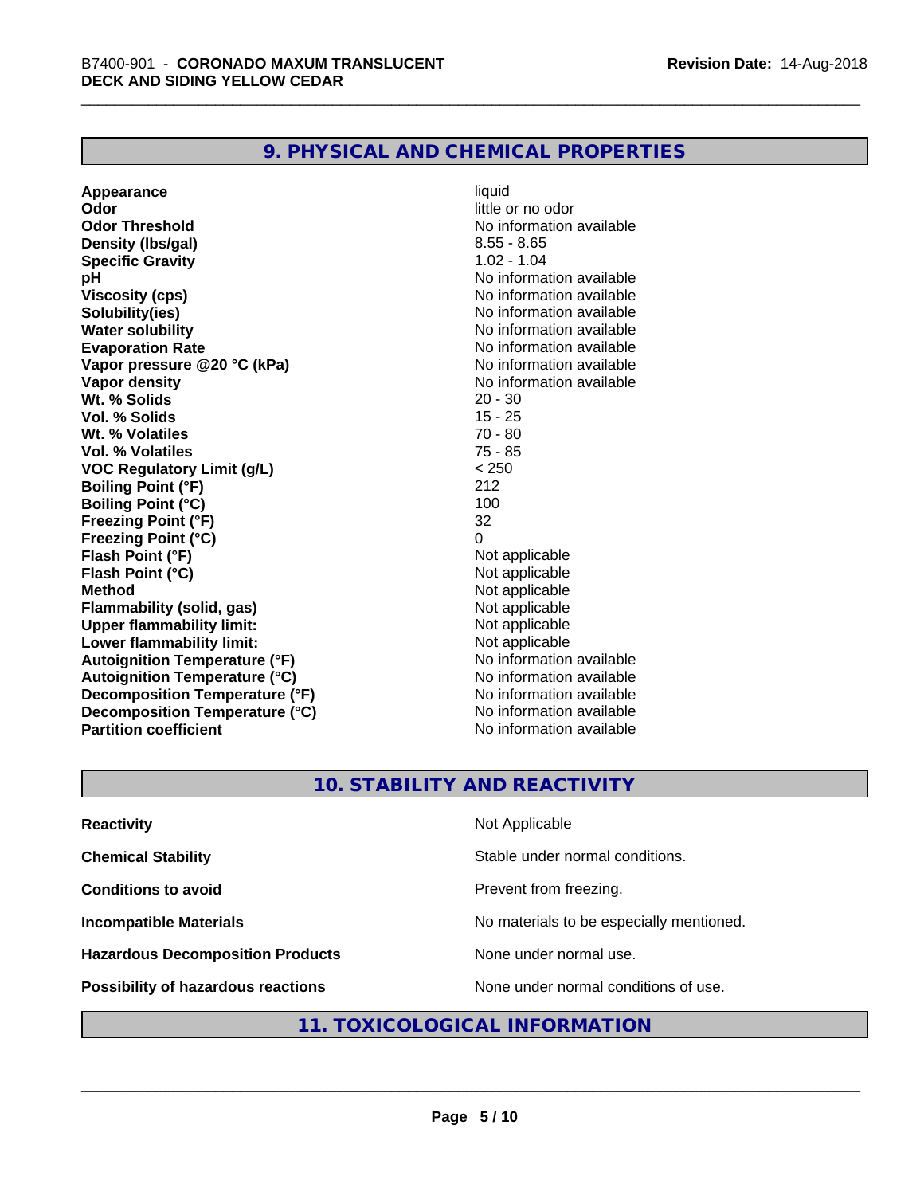## 9. PHYSICAL AND CHEMICAL PROPERTIES

| | |
|---|---|
| **Appearance** | liquid |
| **Odor** | little or no odor |
| **Odor Threshold** | No information available |
| **Density (lbs/gal)** | 8.55 - 8.65 |
| **Specific Gravity** | 1.02 - 1.04 |
| **pH** | No information available |
| **Viscosity (cps)** | No information available |
| **Solubility(ies)** | No information available |
| **Water solubility** | No information available |
| **Evaporation Rate** | No information available |
| **Vapor pressure @20 °C (kPa)** | No information available |
| **Vapor density** | No information available |
| **Wt. % Solids** | 20 - 30 |
| **Vol. % Solids** | 15 - 25 |
| **Wt. % Volatiles** | 70 - 80 |
| **Vol. % Volatiles** | 75 - 85 |
| **VOC Regulatory Limit (g/L)** | < 250 |
| **Boiling Point (°F)** | 212 |
| **Boiling Point (°C)** | 100 |
| **Freezing Point (°F)** | 32 |
| **Freezing Point (°C)** | 0 |
| **Flash Point (°F)** | Not applicable |
| **Flash Point (°C)** | Not applicable |
| **Method** | Not applicable |
| **Flammability (solid, gas)** | Not applicable |
| **Upper flammability limit:** | Not applicable |
| **Lower flammability limit:** | Not applicable |
| **Autoignition Temperature (°F)** | No information available |
| **Autoignition Temperature (°C)** | No information available |
| **Decomposition Temperature (°F)** | No information available |
| **Decomposition Temperature (°C)** | No information available |
| **Partition coefficient** | No information available |

## 10. STABILITY AND REACTIVITY

| | |
|---|---|
| **Reactivity** | Not Applicable |
| **Chemical Stability** | Stable under normal conditions. |
| **Conditions to avoid** | Prevent from freezing. |
| **Incompatible Materials** | No materials to be especially mentioned. |
| **Hazardous Decomposition Products** | None under normal use. |
| **Possibility of hazardous reactions** | None under normal conditions of use. |

## 11. TOXICOLOGICAL INFORMATION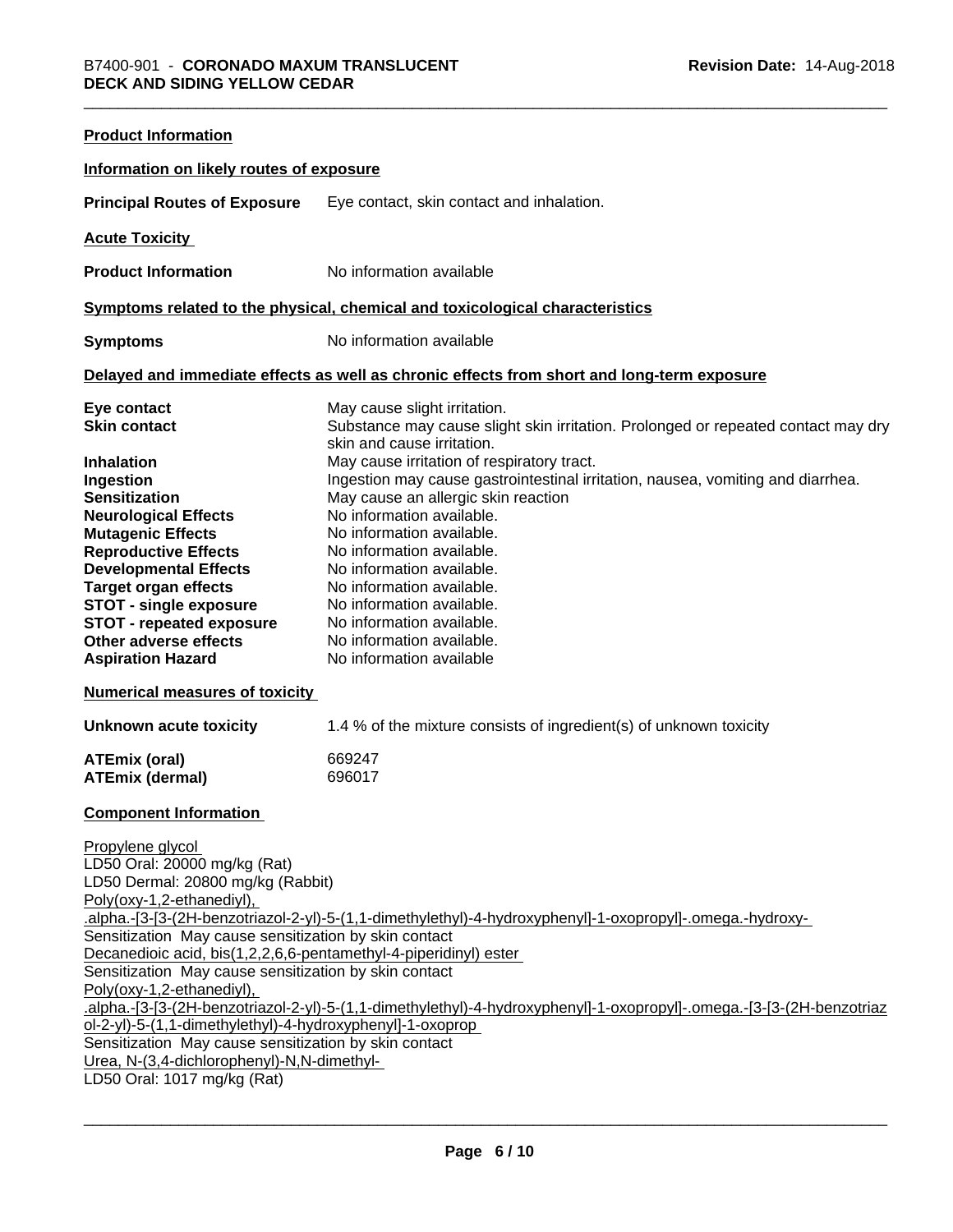**Product Information**

**Information on likely routes of exposure**

**Principal Routes of Exposure** Eye contact, skin contact and inhalation.

**Acute Toxicity**

**Product Information** No information available

**Symptoms related to the physical, chemical and toxicological characteristics**

**Symptoms** No information available

**Delayed and immediate effects as well as chronic effects from short and long-term exposure**

| | |
|---|---|
| **Eye contact** | May cause slight irritation. |
| **Skin contact** | Substance may cause slight skin irritation. Prolonged or repeated contact may dry skin and cause irritation. |
| **Inhalation** | May cause irritation of respiratory tract. |
| **Ingestion** | Ingestion may cause gastrointestinal irritation, nausea, vomiting and diarrhea. |
| **Sensitization** | May cause an allergic skin reaction |
| **Neurological Effects** | No information available. |
| **Mutagenic Effects** | No information available. |
| **Reproductive Effects** | No information available. |
| **Developmental Effects** | No information available. |
| **Target organ effects** | No information available. |
| **STOT - single exposure** | No information available. |
| **STOT - repeated exposure** | No information available. |
| **Other adverse effects** | No information available. |
| **Aspiration Hazard** | No information available |

**Numerical measures of toxicity**

**Unknown acute toxicity** 1.4 % of the mixture consists of ingredient(s) of unknown toxicity

| | |
|---|---|
| **ATEmix (oral)** | 669247 |
| **ATEmix (dermal)** | 696017 |

**Component Information**

Propylene glycol
LD50 Oral: 20000 mg/kg (Rat)
LD50 Dermal: 20800 mg/kg (Rabbit)
Poly(oxy-1,2-ethanediyl), .alpha.-[3-[3-(2H-benzotriazol-2-yl)-5-(1,1-dimethylethyl)-4-hydroxyphenyl]-1-oxopropyl]-.omega.-hydroxy-
Sensitization May cause sensitization by skin contact
Decanedioic acid, bis(1,2,2,6,6-pentamethyl-4-piperidinyl) ester
Sensitization May cause sensitization by skin contact
Poly(oxy-1,2-ethanediyl), .alpha.-[3-[3-(2H-benzotriazol-2-yl)-5-(1,1-dimethylethyl)-4-hydroxyphenyl]-1-oxopropyl]-.omega.-[3-[3-(2H-benzotriazol-2-yl)-5-(1,1-dimethylethyl)-4-hydroxyphenyl]-1-oxoprop
Sensitization May cause sensitization by skin contact
Urea, N-(3,4-dichlorophenyl)-N,N-dimethyl-
LD50 Oral: 1017 mg/kg (Rat)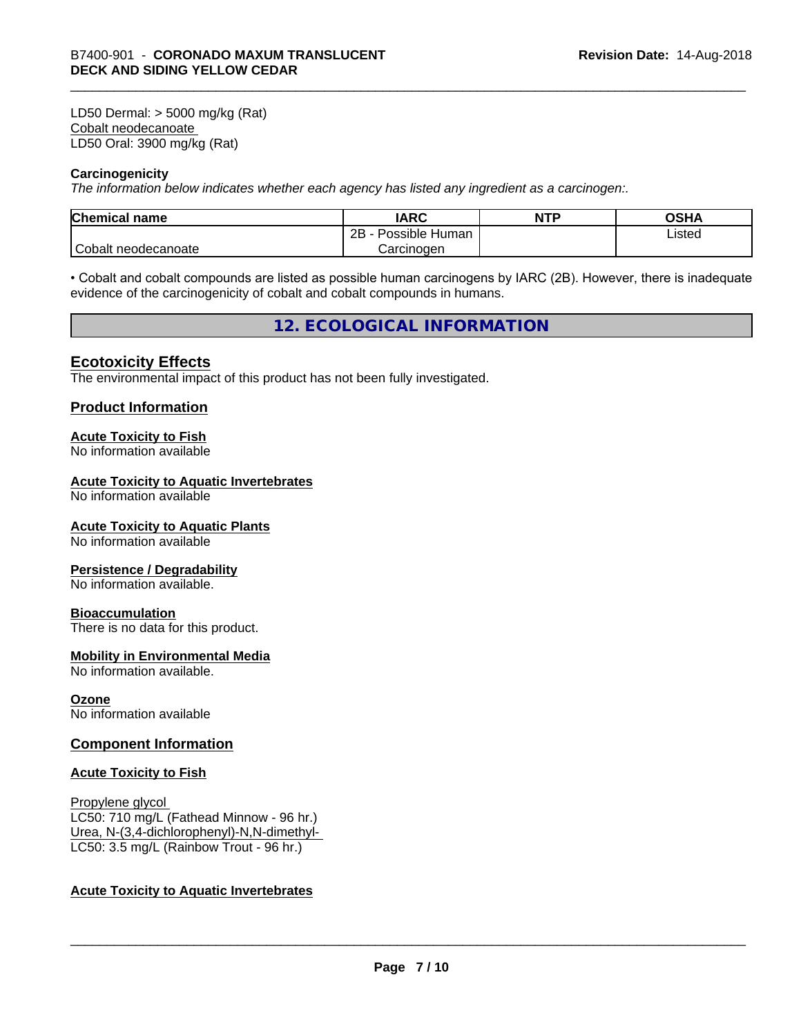LD50 Dermal: > 5000 mg/kg (Rat)
Cobalt neodecanoate
LD50 Oral: 3900 mg/kg (Rat)

**Carcinogenicity**
*The information below indicates whether each agency has listed any ingredient as a carcinogen:.*

| Chemical name | IARC | NTP | OSHA |
|---|---|---|---|
| Cobalt neodecanoate | 2B - Possible Human Carcinogen | | Listed |

• Cobalt and cobalt compounds are listed as possible human carcinogens by IARC (2B). However, there is inadequate evidence of the carcinogenicity of cobalt and cobalt compounds in humans.

## 12. ECOLOGICAL INFORMATION

### Ecotoxicity Effects
The environmental impact of this product has not been fully investigated.

### Product Information

**Acute Toxicity to Fish**
No information available

**Acute Toxicity to Aquatic Invertebrates**
No information available

**Acute Toxicity to Aquatic Plants**
No information available

**Persistence / Degradability**
No information available.

**Bioaccumulation**
There is no data for this product.

**Mobility in Environmental Media**
No information available.

**Ozone**
No information available

### Component Information

**Acute Toxicity to Fish**

Propylene glycol
LC50: 710 mg/L (Fathead Minnow - 96 hr.)
Urea, N-(3,4-dichlorophenyl)-N,N-dimethyl-
LC50: 3.5 mg/L (Rainbow Trout - 96 hr.)

**Acute Toxicity to Aquatic Invertebrates**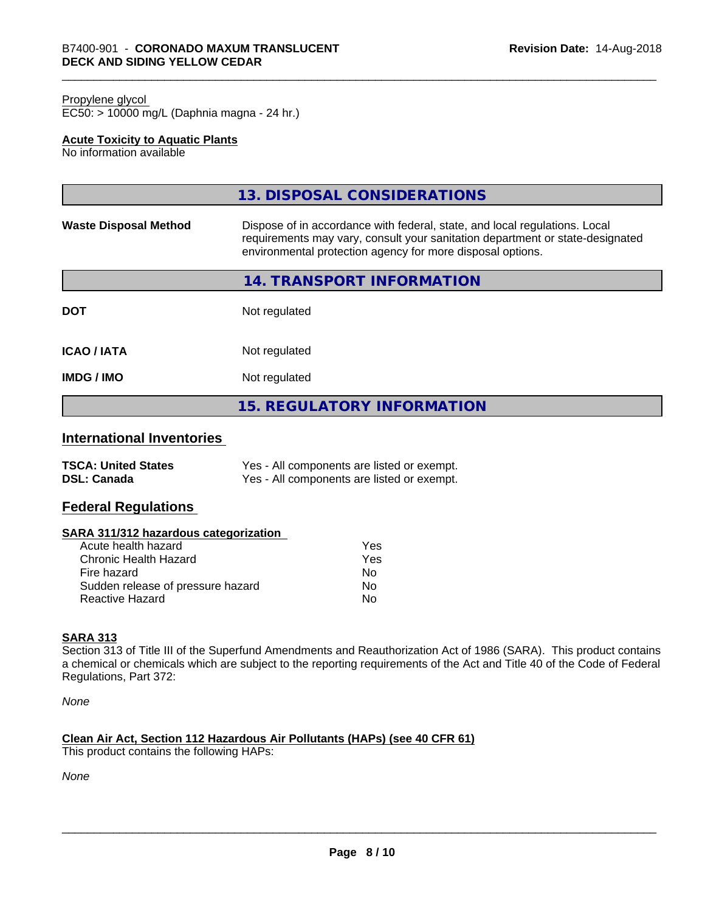Propylene glycol
EC50: > 10000 mg/L (Daphnia magna - 24 hr.)

**Acute Toxicity to Aquatic Plants**
No information available

## 13. DISPOSAL CONSIDERATIONS

| | |
|---|---|
| **Waste Disposal Method** | Dispose of in accordance with federal, state, and local regulations. Local requirements may vary, consult your sanitation department or state-designated environmental protection agency for more disposal options. |

## 14. TRANSPORT INFORMATION

| | |
|---|---|
| **DOT** | Not regulated |
| **ICAO / IATA** | Not regulated |
| **IMDG / IMO** | Not regulated |

## 15. REGULATORY INFORMATION

### International Inventories

| | |
|---|---|
| **TSCA: United States** | Yes - All components are listed or exempt. |
| **DSL: Canada** | Yes - All components are listed or exempt. |

### Federal Regulations

**SARA 311/312 hazardous categorization**

| | |
|---|---|
| Acute health hazard | Yes |
| Chronic Health Hazard | Yes |
| Fire hazard | No |
| Sudden release of pressure hazard | No |
| Reactive Hazard | No |

**SARA 313**
Section 313 of Title III of the Superfund Amendments and Reauthorization Act of 1986 (SARA). This product contains a chemical or chemicals which are subject to the reporting requirements of the Act and Title 40 of the Code of Federal Regulations, Part 372:

*None*

**Clean Air Act, Section 112 Hazardous Air Pollutants (HAPs) (see 40 CFR 61)**
This product contains the following HAPs:

*None*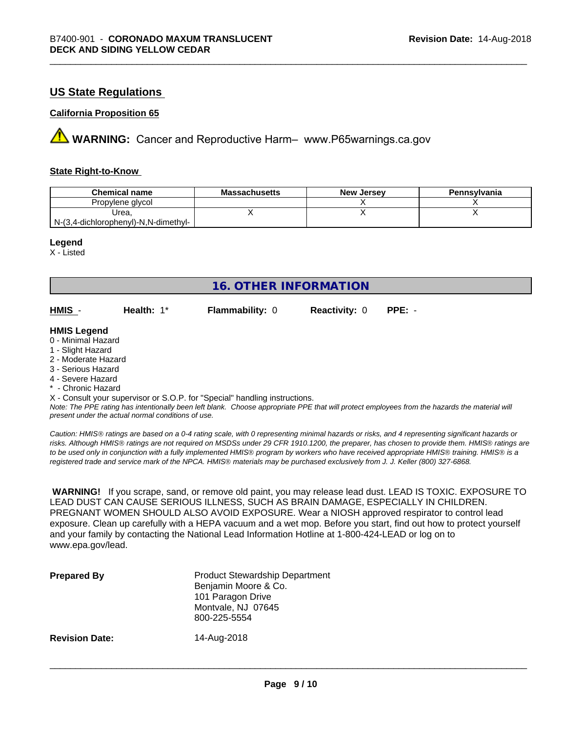## US State Regulations

### California Proposition 65

**WARNING:** Cancer and Reproductive Harm– www.P65warnings.ca.gov

### State Right-to-Know

| Chemical name | Massachusetts | New Jersey | Pennsylvania |
|---|---|---|---|
| Propylene glycol | | X | X |
| Urea, N-(3,4-dichlorophenyl)-N,N-dimethyl- | X | X | X |

**Legend**
X - Listed

## 16. OTHER INFORMATION

| HMIS - | Health: 1* | Flammability: 0 | Reactivity: 0 | PPE: - |
|---|---|---|---|---|

**HMIS Legend**
0 - Minimal Hazard
1 - Slight Hazard
2 - Moderate Hazard
3 - Serious Hazard
4 - Severe Hazard
* - Chronic Hazard
X - Consult your supervisor or S.O.P. for "Special" handling instructions.

*Note: The PPE rating has intentionally been left blank. Choose appropriate PPE that will protect employees from the hazards the material will present under the actual normal conditions of use.*

*Caution: HMIS® ratings are based on a 0-4 rating scale, with 0 representing minimal hazards or risks, and 4 representing significant hazards or risks. Although HMIS® ratings are not required on MSDSs under 29 CFR 1910.1200, the preparer, has chosen to provide them. HMIS® ratings are to be used only in conjunction with a fully implemented HMIS® program by workers who have received appropriate HMIS® training. HMIS® is a registered trade and service mark of the NPCA. HMIS® materials may be purchased exclusively from J. J. Keller (800) 327-6868.*

**WARNING!** If you scrape, sand, or remove old paint, you may release lead dust. LEAD IS TOXIC. EXPOSURE TO LEAD DUST CAN CAUSE SERIOUS ILLNESS, SUCH AS BRAIN DAMAGE, ESPECIALLY IN CHILDREN. PREGNANT WOMEN SHOULD ALSO AVOID EXPOSURE. Wear a NIOSH approved respirator to control lead exposure. Clean up carefully with a HEPA vacuum and a wet mop. Before you start, find out how to protect yourself and your family by contacting the National Lead Information Hotline at 1-800-424-LEAD or log on to www.epa.gov/lead.

**Prepared By**
Product Stewardship Department
Benjamin Moore & Co.
101 Paragon Drive
Montvale, NJ 07645
800-225-5554

**Revision Date:** 14-Aug-2018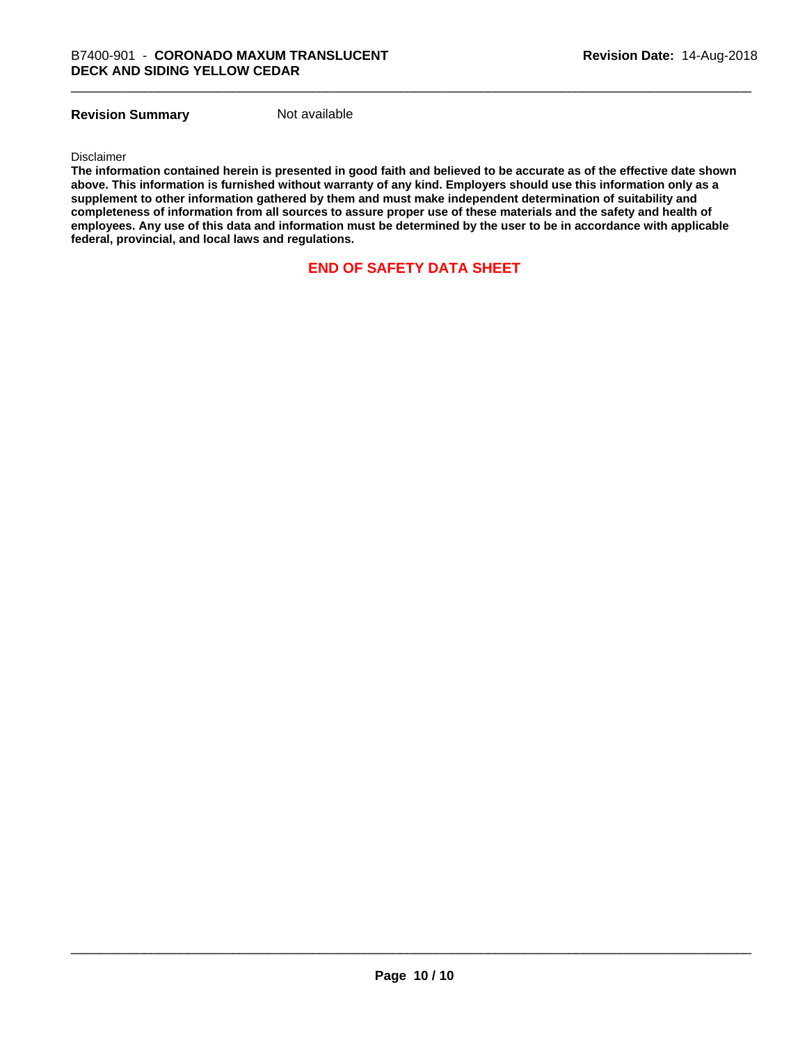**Revision Summary** Not available

Disclaimer

**The information contained herein is presented in good faith and believed to be accurate as of the effective date shown above. This information is furnished without warranty of any kind. Employers should use this information only as a supplement to other information gathered by them and must make independent determination of suitability and completeness of information from all sources to assure proper use of these materials and the safety and health of employees. Any use of this data and information must be determined by the user to be in accordance with applicable federal, provincial, and local laws and regulations.**

**END OF SAFETY DATA SHEET**